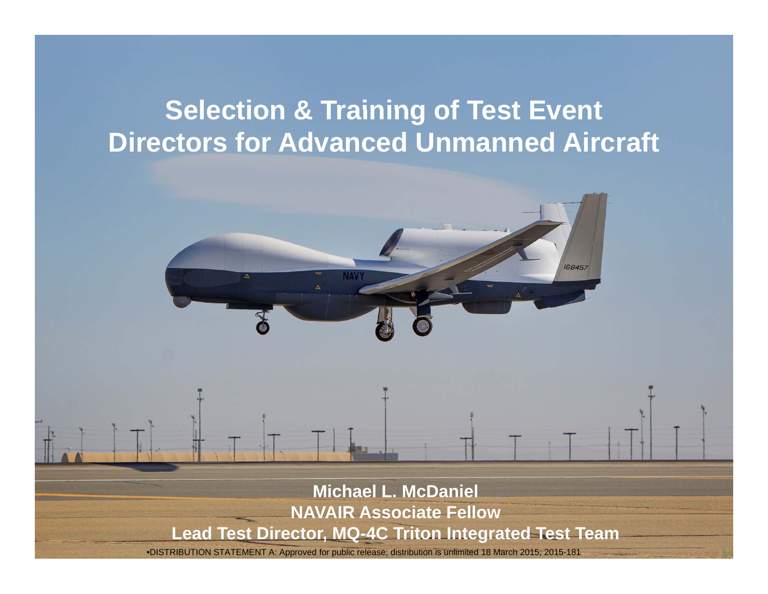# Selection & Training of Test Event Directors for Advanced Unmanned Aircraft

**Michael L. McDaniel**
**NAVAIR Associate Fellow**
**Lead Test Director, MQ-4C Triton Integrated Test Team**

•DISTRIBUTION STATEMENT A: Approved for public release; distribution is unlimited 18 March 2015; 2015-181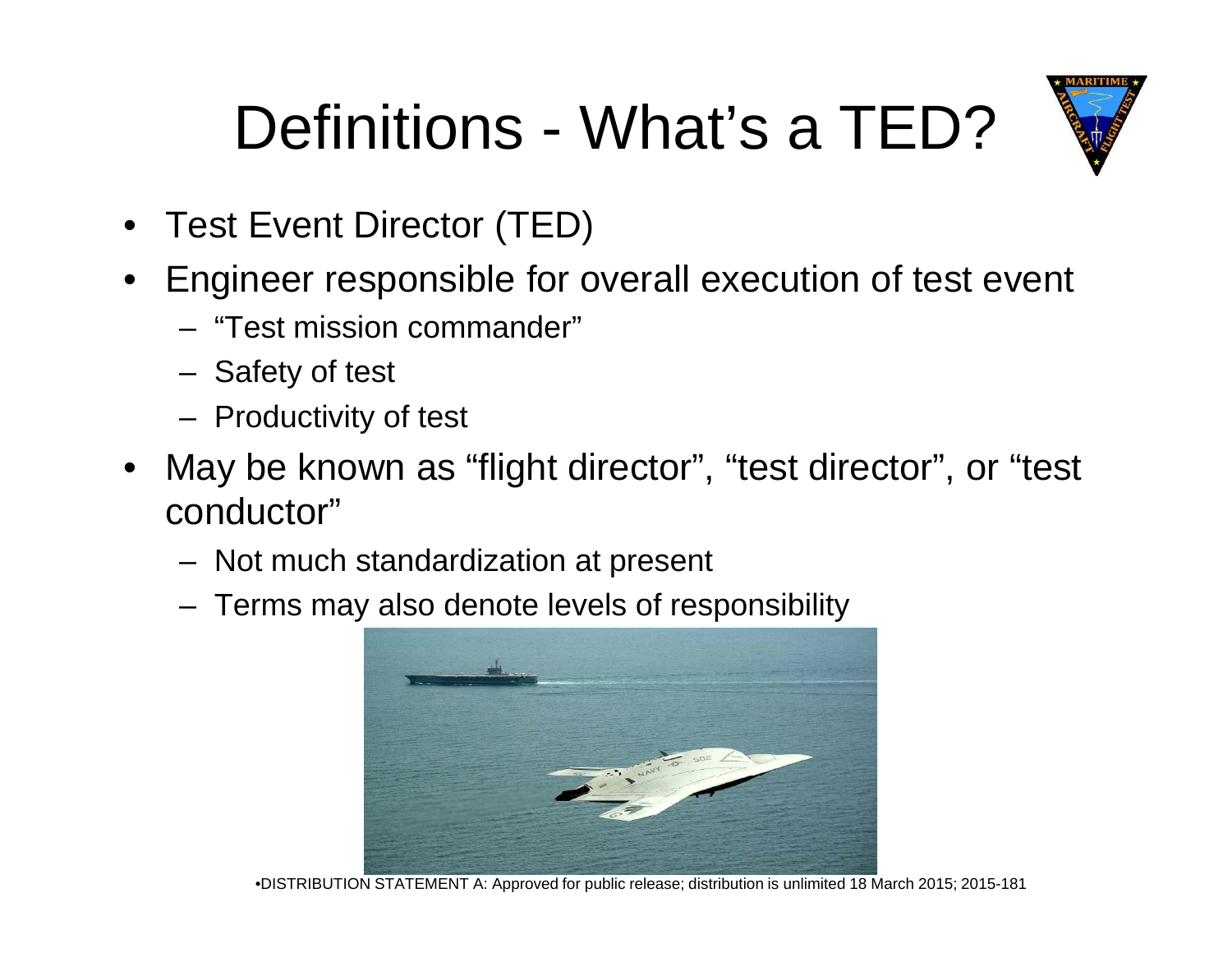# Definitions - What's a TED?

- Test Event Director (TED)
- Engineer responsible for overall execution of test event
  - "Test mission commander"
  - Safety of test
  - Productivity of test
- May be known as "flight director", "test director", or "test conductor"
  - Not much standardization at present
  - Terms may also denote levels of responsibility

•DISTRIBUTION STATEMENT A: Approved for public release; distribution is unlimited 18 March 2015; 2015-181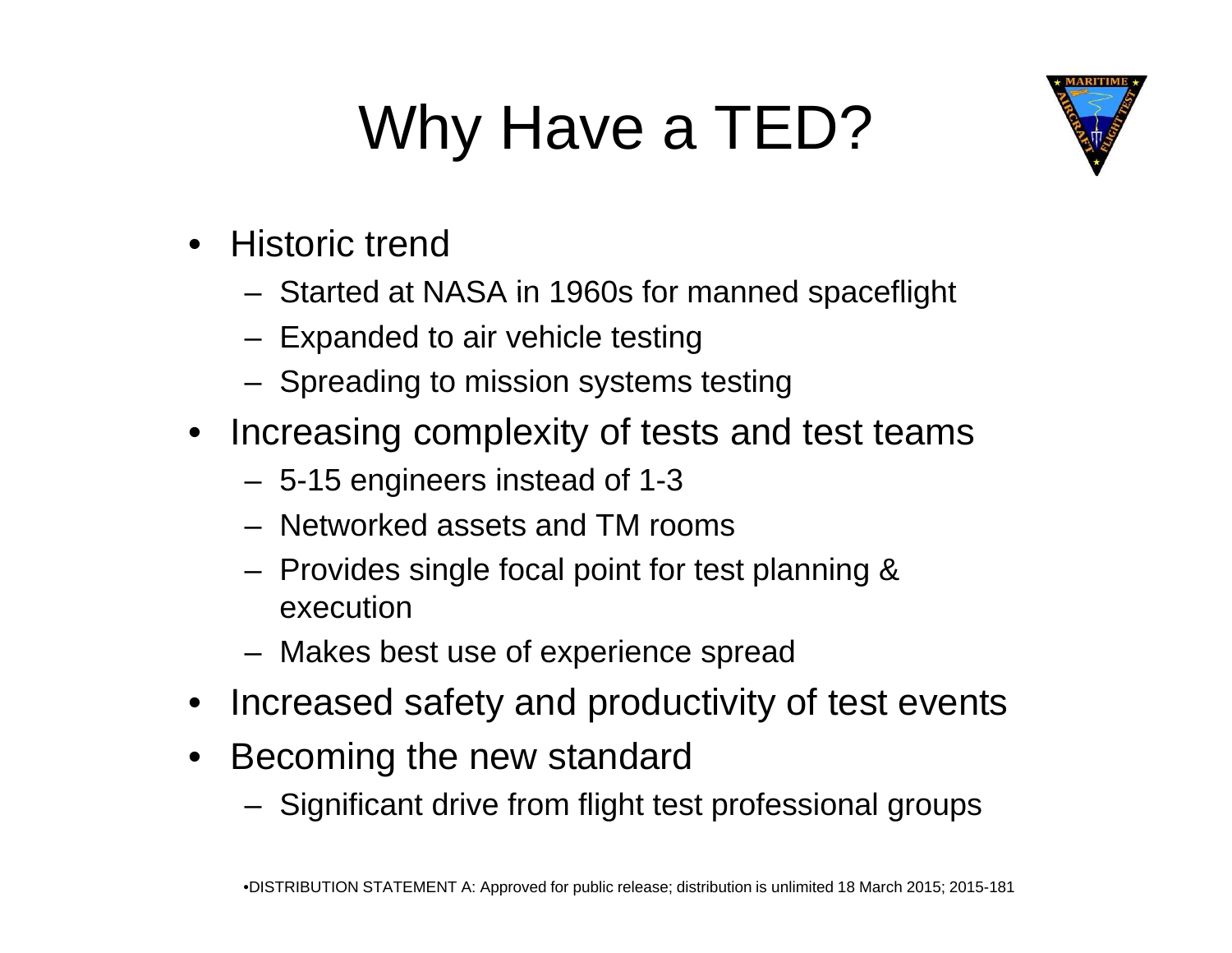# Why Have a TED?

- Historic trend
  - Started at NASA in 1960s for manned spaceflight
  - Expanded to air vehicle testing
  - Spreading to mission systems testing
- Increasing complexity of tests and test teams
  - 5-15 engineers instead of 1-3
  - Networked assets and TM rooms
  - Provides single focal point for test planning & execution
  - Makes best use of experience spread
- Increased safety and productivity of test events
- Becoming the new standard
  - Significant drive from flight test professional groups

•DISTRIBUTION STATEMENT A: Approved for public release; distribution is unlimited 18 March 2015; 2015-181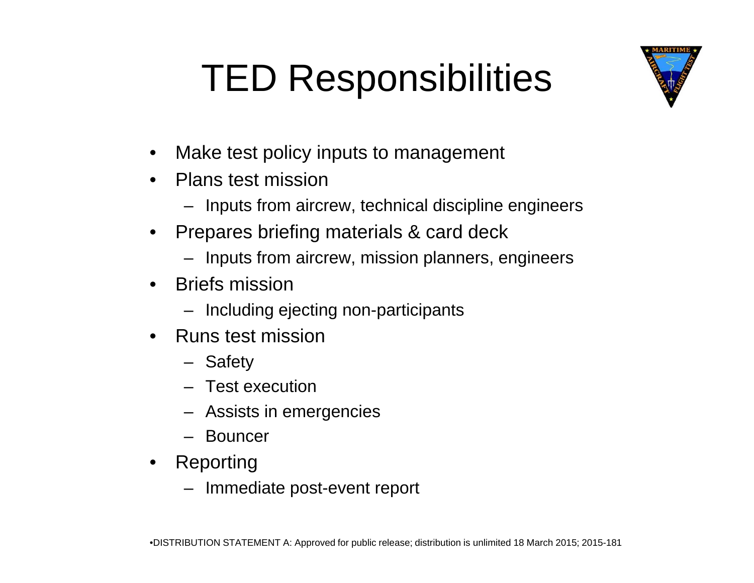# TED Responsibilities

- Make test policy inputs to management
- Plans test mission
  - Inputs from aircrew, technical discipline engineers
- Prepares briefing materials & card deck
  - Inputs from aircrew, mission planners, engineers
- Briefs mission
  - Including ejecting non-participants
- Runs test mission
  - Safety
  - Test execution
  - Assists in emergencies
  - Bouncer
- Reporting
  - Immediate post-event report

•DISTRIBUTION STATEMENT A: Approved for public release; distribution is unlimited 18 March 2015; 2015-181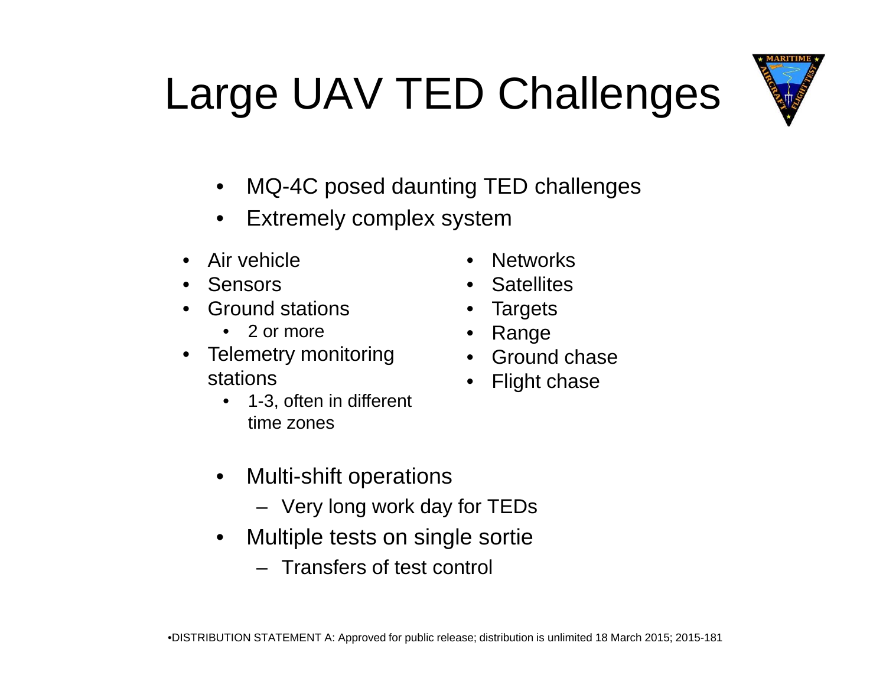# Large UAV TED Challenges

- MQ-4C posed daunting TED challenges
- Extremely complex system

- Air vehicle
- Sensors
- Ground stations
  - 2 or more
- Telemetry monitoring stations
  - 1-3, often in different time zones
- Networks
- Satellites
- Targets
- Range
- Ground chase
- Flight chase

- Multi-shift operations
  - Very long work day for TEDs
- Multiple tests on single sortie
  - Transfers of test control

•DISTRIBUTION STATEMENT A: Approved for public release; distribution is unlimited 18 March 2015; 2015-181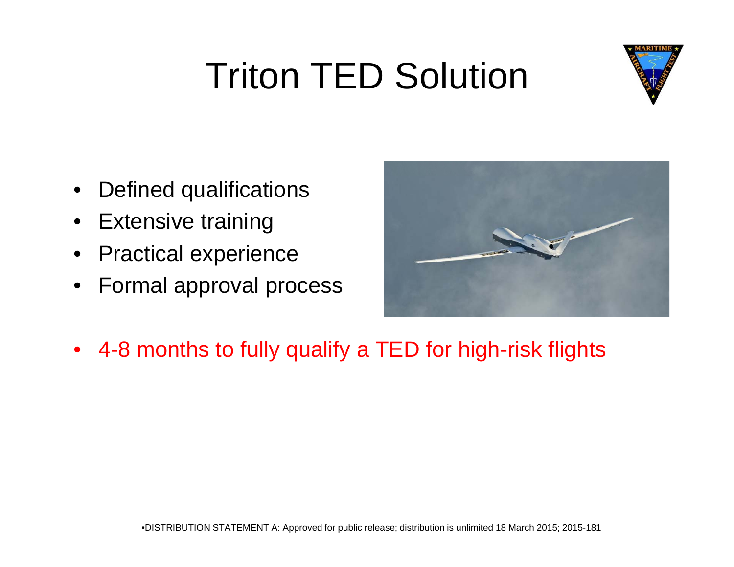# Triton TED Solution

- Defined qualifications
- Extensive training
- Practical experience
- Formal approval process

- 4-8 months to fully qualify a TED for high-risk flights

•DISTRIBUTION STATEMENT A: Approved for public release; distribution is unlimited 18 March 2015; 2015-181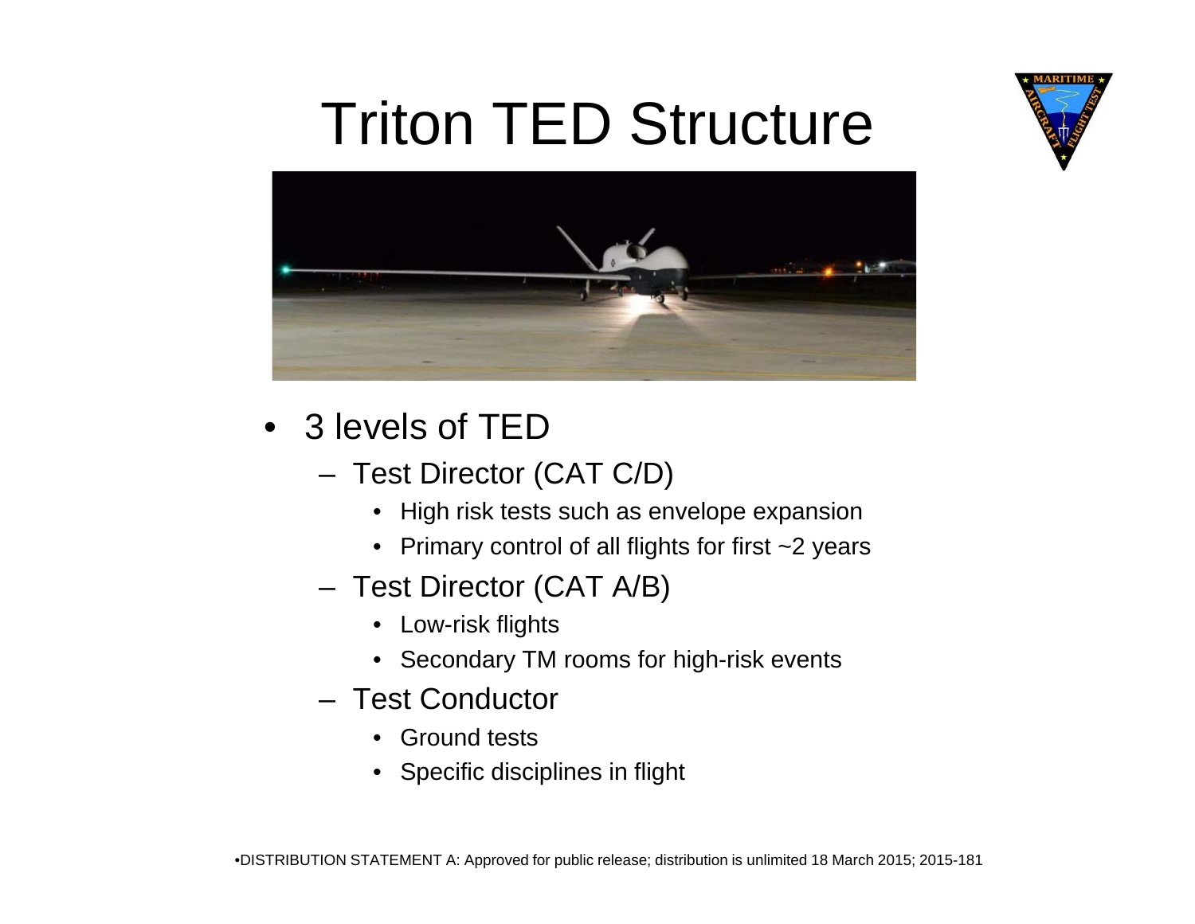# Triton TED Structure

- 3 levels of TED
  - Test Director (CAT C/D)
    - High risk tests such as envelope expansion
    - Primary control of all flights for first ~2 years
  - Test Director (CAT A/B)
    - Low-risk flights
    - Secondary TM rooms for high-risk events
  - Test Conductor
    - Ground tests
    - Specific disciplines in flight

•DISTRIBUTION STATEMENT A: Approved for public release; distribution is unlimited 18 March 2015; 2015-181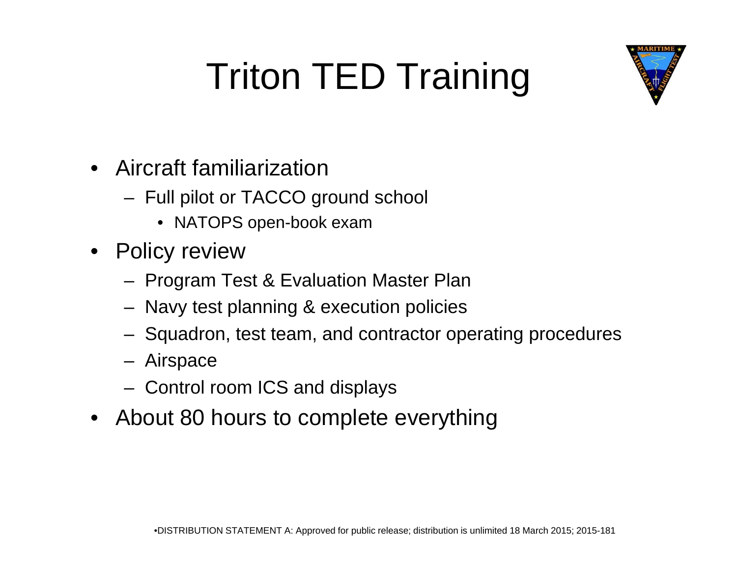# Triton TED Training

- Aircraft familiarization
  - Full pilot or TACCO ground school
    - NATOPS open-book exam
- Policy review
  - Program Test & Evaluation Master Plan
  - Navy test planning & execution policies
  - Squadron, test team, and contractor operating procedures
  - Airspace
  - Control room ICS and displays
- About 80 hours to complete everything

•DISTRIBUTION STATEMENT A: Approved for public release; distribution is unlimited 18 March 2015; 2015-181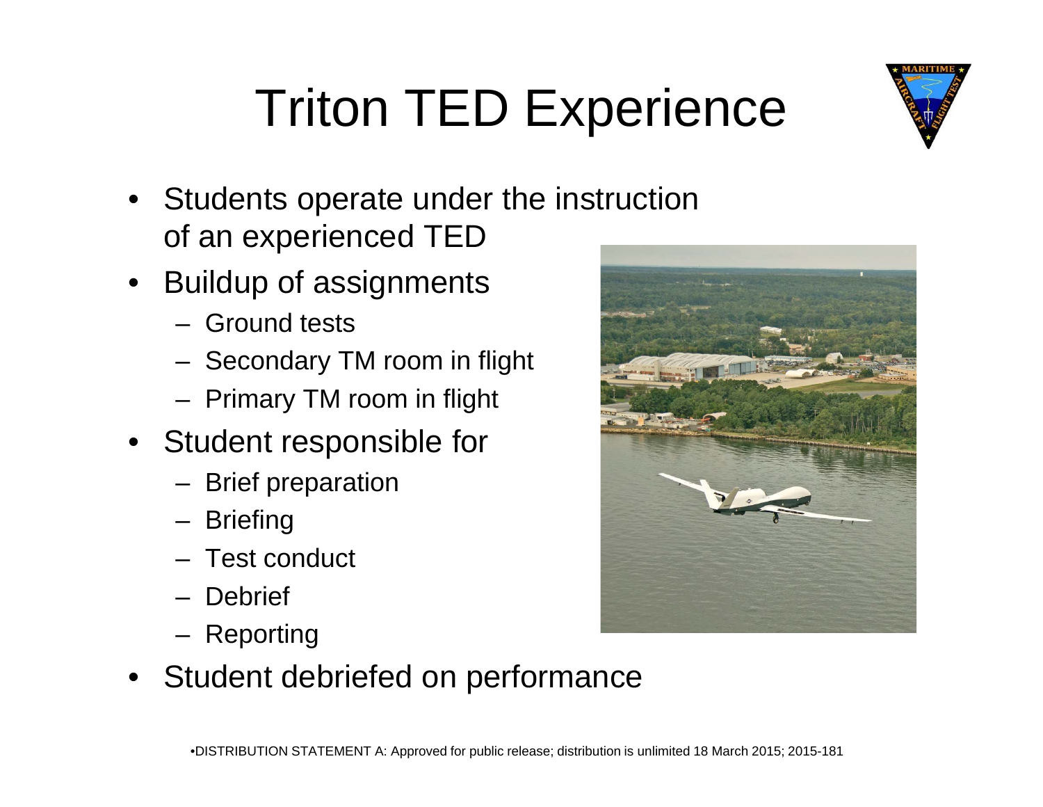# Triton TED Experience

- Students operate under the instruction of an experienced TED
- Buildup of assignments
  - Ground tests
  - Secondary TM room in flight
  - Primary TM room in flight
- Student responsible for
  - Brief preparation
  - Briefing
  - Test conduct
  - Debrief
  - Reporting
- Student debriefed on performance

•DISTRIBUTION STATEMENT A: Approved for public release; distribution is unlimited 18 March 2015; 2015-181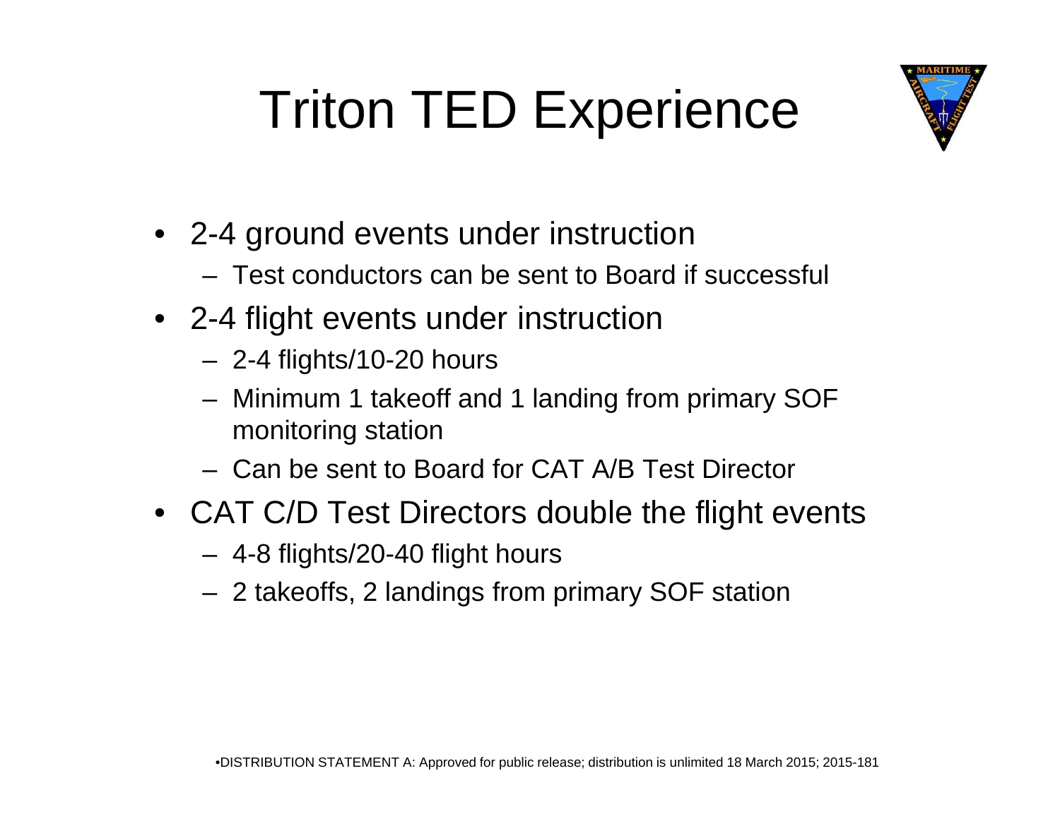# Triton TED Experience

- 2-4 ground events under instruction
  - Test conductors can be sent to Board if successful
- 2-4 flight events under instruction
  - 2-4 flights/10-20 hours
  - Minimum 1 takeoff and 1 landing from primary SOF monitoring station
  - Can be sent to Board for CAT A/B Test Director
- CAT C/D Test Directors double the flight events
  - 4-8 flights/20-40 flight hours
  - 2 takeoffs, 2 landings from primary SOF station

•DISTRIBUTION STATEMENT A: Approved for public release; distribution is unlimited 18 March 2015; 2015-181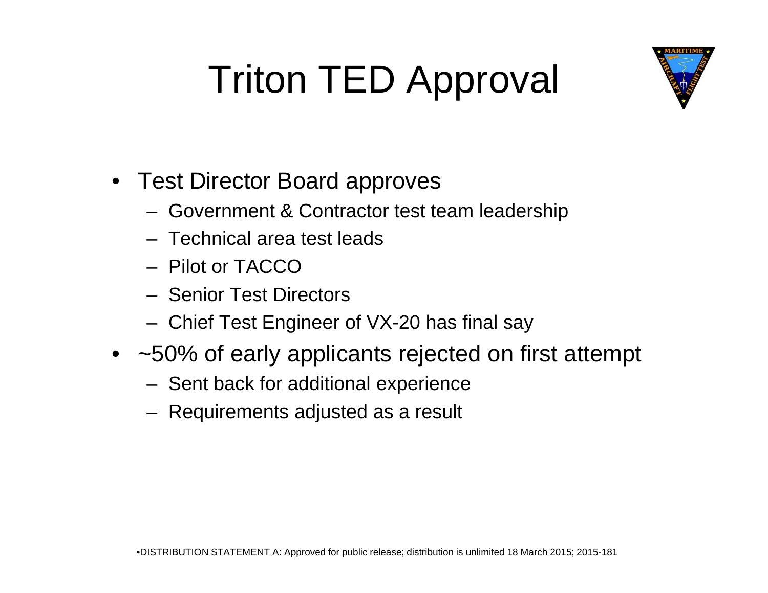# Triton TED Approval

- Test Director Board approves
  - Government & Contractor test team leadership
  - Technical area test leads
  - Pilot or TACCO
  - Senior Test Directors
  - Chief Test Engineer of VX-20 has final say
- ~50% of early applicants rejected on first attempt
  - Sent back for additional experience
  - Requirements adjusted as a result

•DISTRIBUTION STATEMENT A: Approved for public release; distribution is unlimited 18 March 2015; 2015-181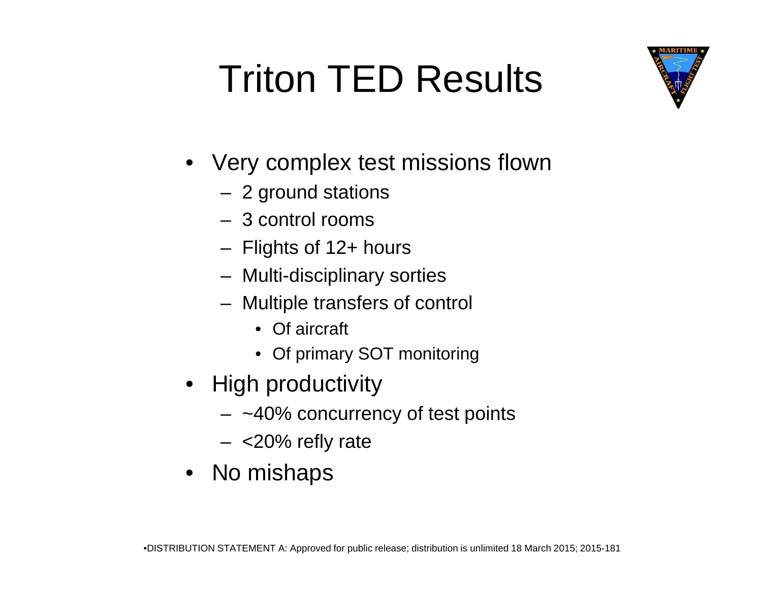# Triton TED Results

- Very complex test missions flown
  - 2 ground stations
  - 3 control rooms
  - Flights of 12+ hours
  - Multi-disciplinary sorties
  - Multiple transfers of control
    - Of aircraft
    - Of primary SOT monitoring
- High productivity
  - ~40% concurrency of test points
  - <20% refly rate
- No mishaps

•DISTRIBUTION STATEMENT A: Approved for public release; distribution is unlimited 18 March 2015; 2015-181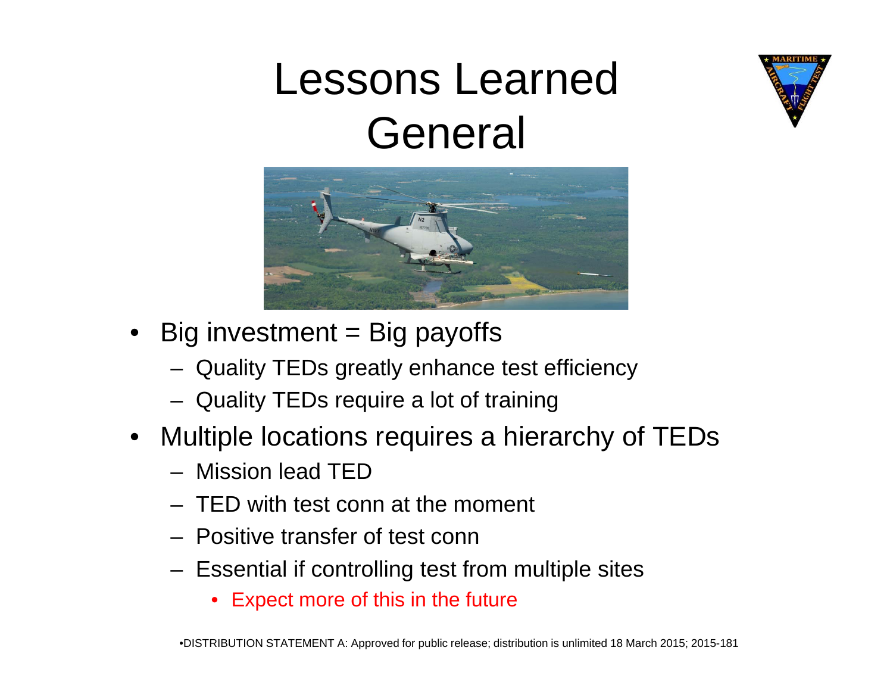# Lessons Learned General

- Big investment = Big payoffs
  - Quality TEDs greatly enhance test efficiency
  - Quality TEDs require a lot of training
- Multiple locations requires a hierarchy of TEDs
  - Mission lead TED
  - TED with test conn at the moment
  - Positive transfer of test conn
  - Essential if controlling test from multiple sites
    - Expect more of this in the future

•DISTRIBUTION STATEMENT A: Approved for public release; distribution is unlimited 18 March 2015; 2015-181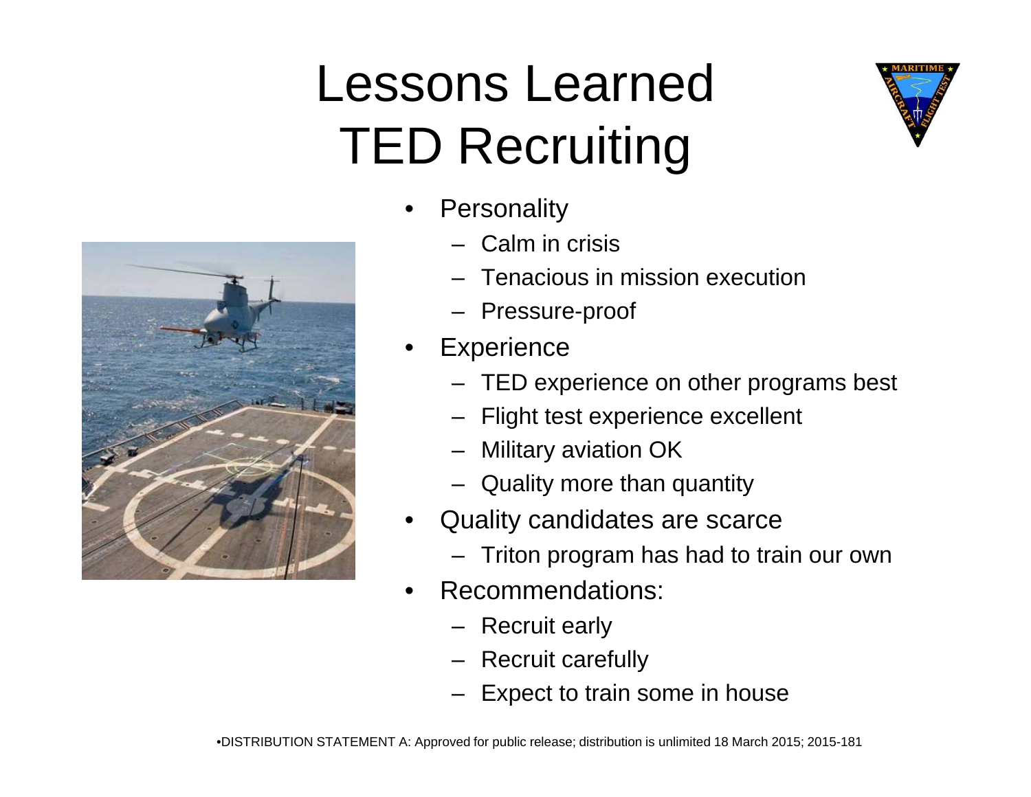# Lessons Learned TED Recruiting

- Personality
  - Calm in crisis
  - Tenacious in mission execution
  - Pressure-proof
- Experience
  - TED experience on other programs best
  - Flight test experience excellent
  - Military aviation OK
  - Quality more than quantity
- Quality candidates are scarce
  - Triton program has had to train our own
- Recommendations:
  - Recruit early
  - Recruit carefully
  - Expect to train some in house

•DISTRIBUTION STATEMENT A: Approved for public release; distribution is unlimited 18 March 2015; 2015-181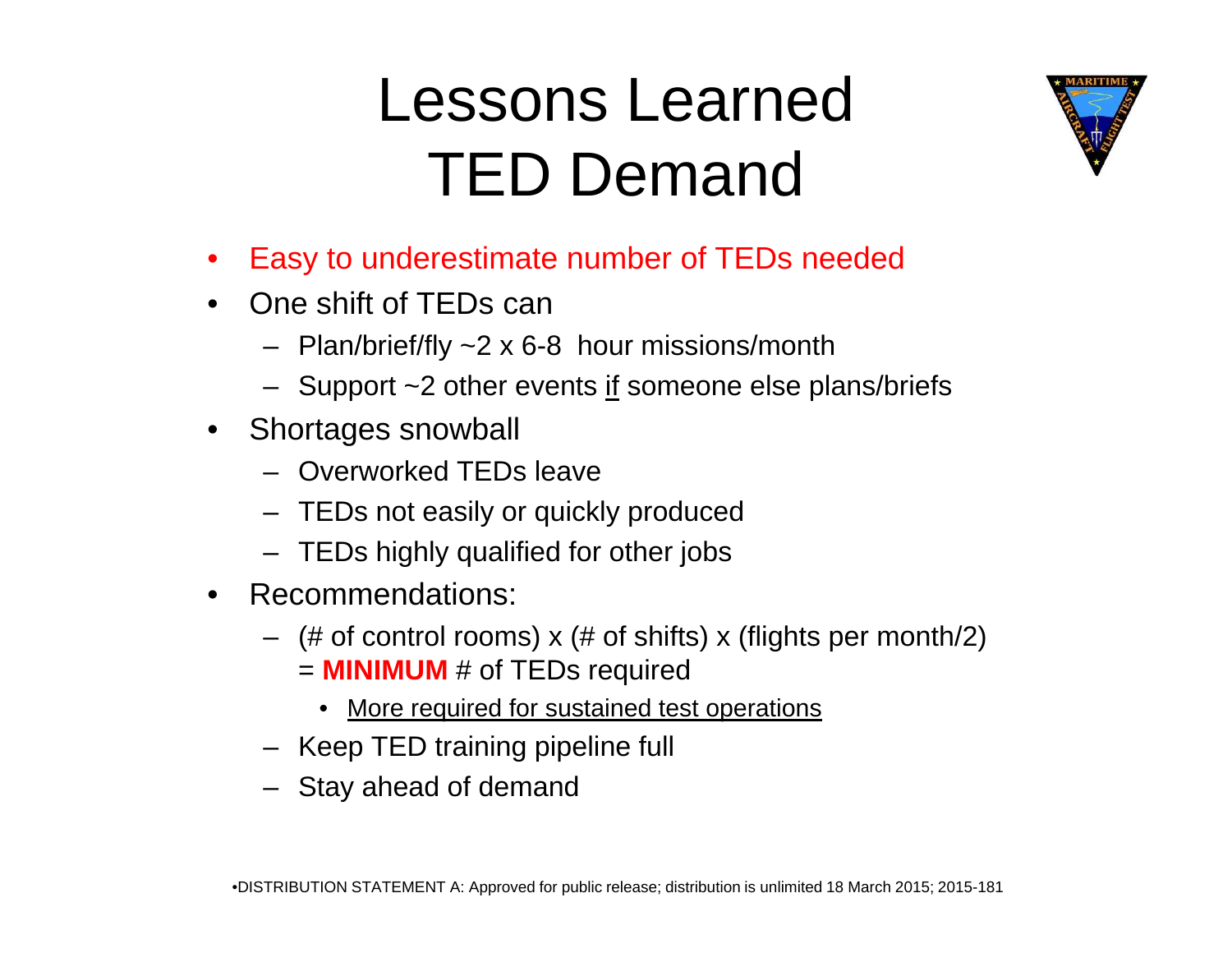# Lessons Learned TED Demand

- Easy to underestimate number of TEDs needed
- One shift of TEDs can
  - Plan/brief/fly ~2 x 6-8 hour missions/month
  - Support ~2 other events <u>if</u> someone else plans/briefs
- Shortages snowball
  - Overworked TEDs leave
  - TEDs not easily or quickly produced
  - TEDs highly qualified for other jobs
- Recommendations:
  - (# of control rooms) x (# of shifts) x (flights per month/2) = **MINIMUM** # of TEDs required
    - <u>More required for sustained test operations</u>
  - Keep TED training pipeline full
  - Stay ahead of demand

•DISTRIBUTION STATEMENT A: Approved for public release; distribution is unlimited 18 March 2015; 2015-181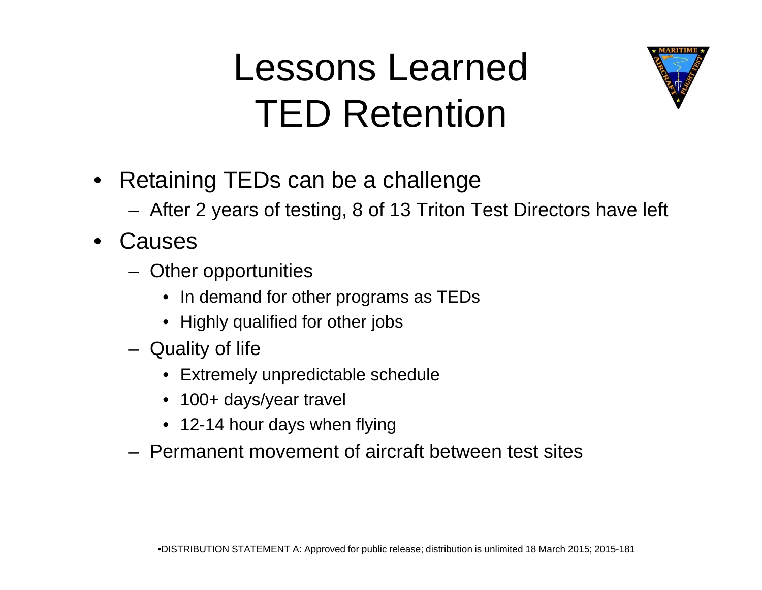# Lessons Learned TED Retention

- Retaining TEDs can be a challenge
  - After 2 years of testing, 8 of 13 Triton Test Directors have left
- Causes
  - Other opportunities
    - In demand for other programs as TEDs
    - Highly qualified for other jobs
  - Quality of life
    - Extremely unpredictable schedule
    - 100+ days/year travel
    - 12-14 hour days when flying
  - Permanent movement of aircraft between test sites

•DISTRIBUTION STATEMENT A: Approved for public release; distribution is unlimited 18 March 2015; 2015-181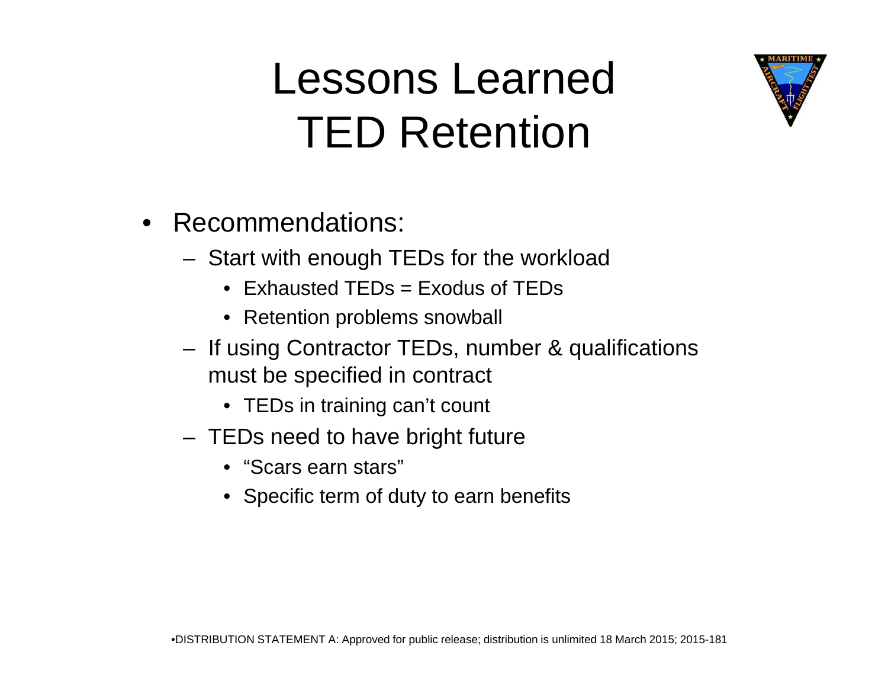# Lessons Learned TED Retention

- Recommendations:
  - Start with enough TEDs for the workload
    - Exhausted TEDs = Exodus of TEDs
    - Retention problems snowball
  - If using Contractor TEDs, number & qualifications must be specified in contract
    - TEDs in training can't count
  - TEDs need to have bright future
    - "Scars earn stars"
    - Specific term of duty to earn benefits

•DISTRIBUTION STATEMENT A: Approved for public release; distribution is unlimited 18 March 2015; 2015-181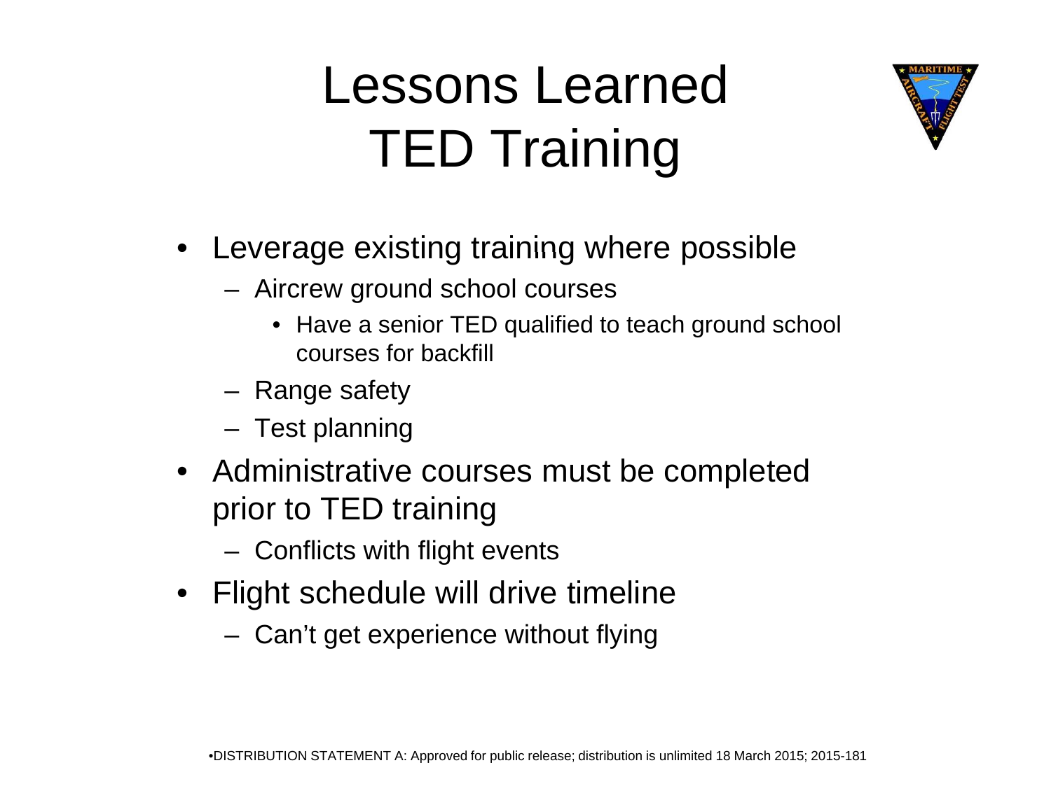# Lessons Learned TED Training

- Leverage existing training where possible
  - Aircrew ground school courses
    - Have a senior TED qualified to teach ground school courses for backfill
  - Range safety
  - Test planning
- Administrative courses must be completed prior to TED training
  - Conflicts with flight events
- Flight schedule will drive timeline
  - Can't get experience without flying

•DISTRIBUTION STATEMENT A: Approved for public release; distribution is unlimited 18 March 2015; 2015-181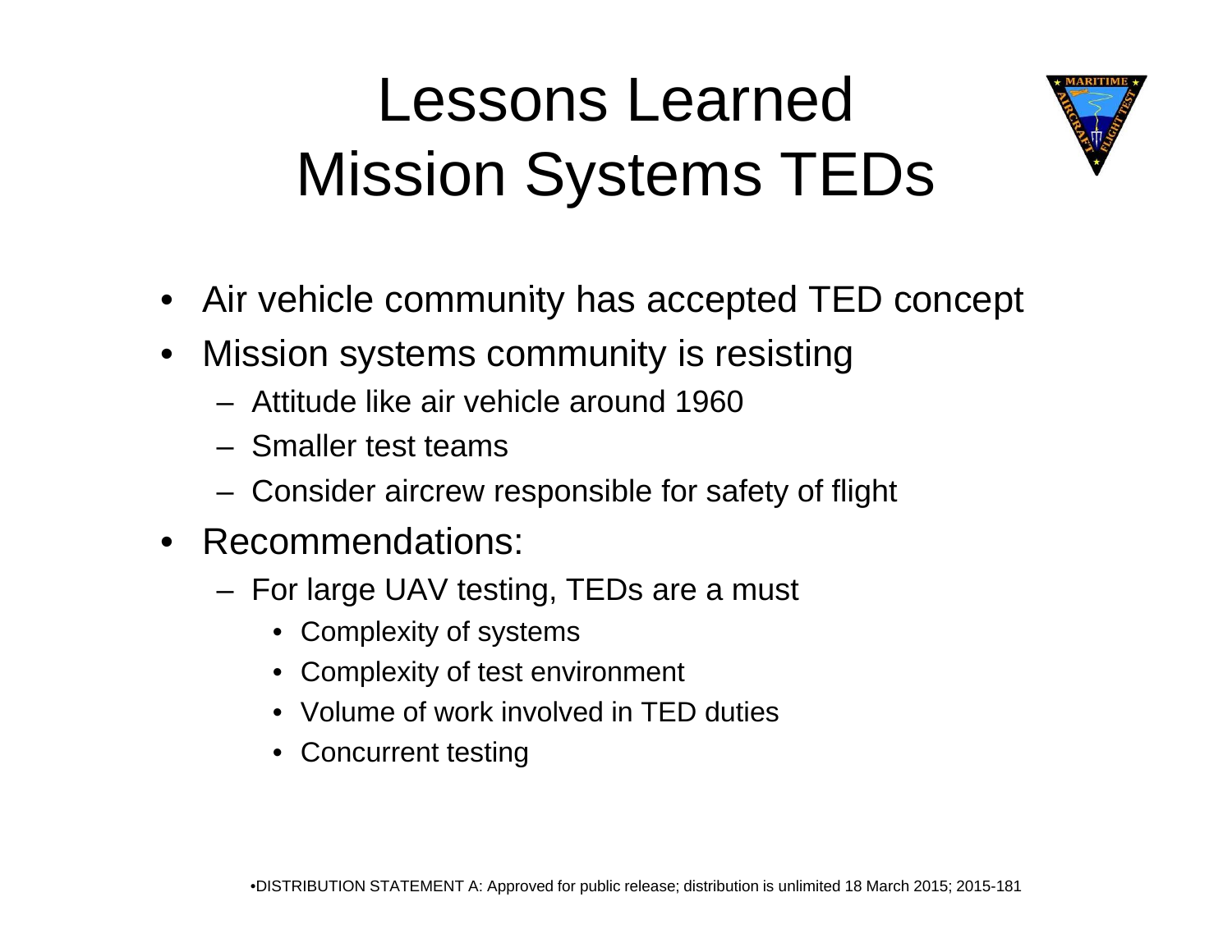# Lessons Learned
# Mission Systems TEDs

- Air vehicle community has accepted TED concept
- Mission systems community is resisting
  - Attitude like air vehicle around 1960
  - Smaller test teams
  - Consider aircrew responsible for safety of flight
- Recommendations:
  - For large UAV testing, TEDs are a must
    - Complexity of systems
    - Complexity of test environment
    - Volume of work involved in TED duties
    - Concurrent testing

•DISTRIBUTION STATEMENT A: Approved for public release; distribution is unlimited 18 March 2015; 2015-181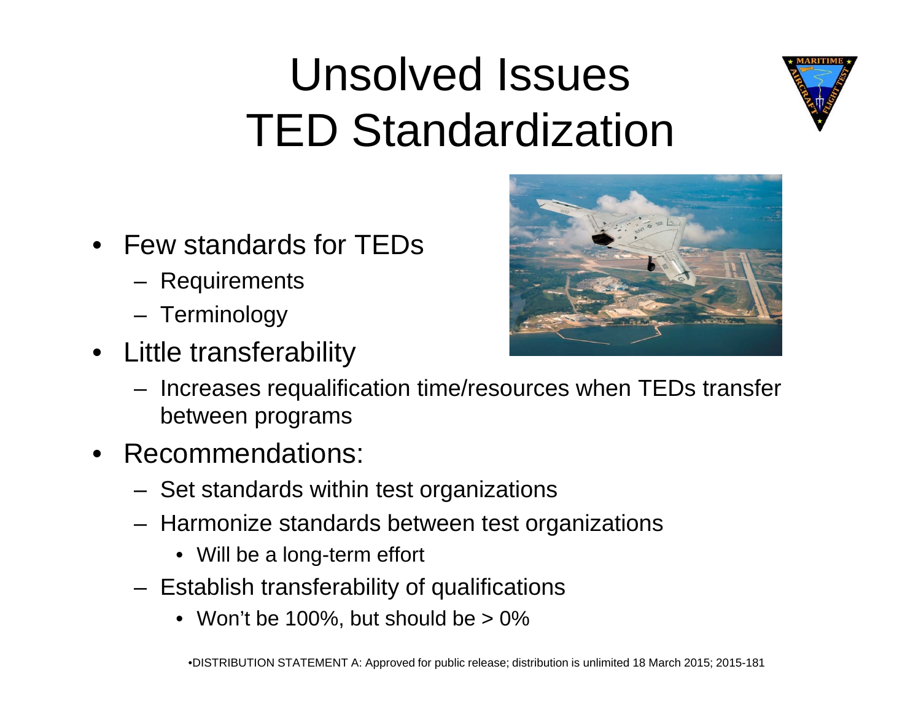# Unsolved Issues TED Standardization

- Few standards for TEDs
  - Requirements
  - Terminology
- Little transferability
  - Increases requalification time/resources when TEDs transfer between programs
- Recommendations:
  - Set standards within test organizations
  - Harmonize standards between test organizations
    - Will be a long-term effort
  - Establish transferability of qualifications
    - Won't be 100%, but should be > 0%

•DISTRIBUTION STATEMENT A: Approved for public release; distribution is unlimited 18 March 2015; 2015-181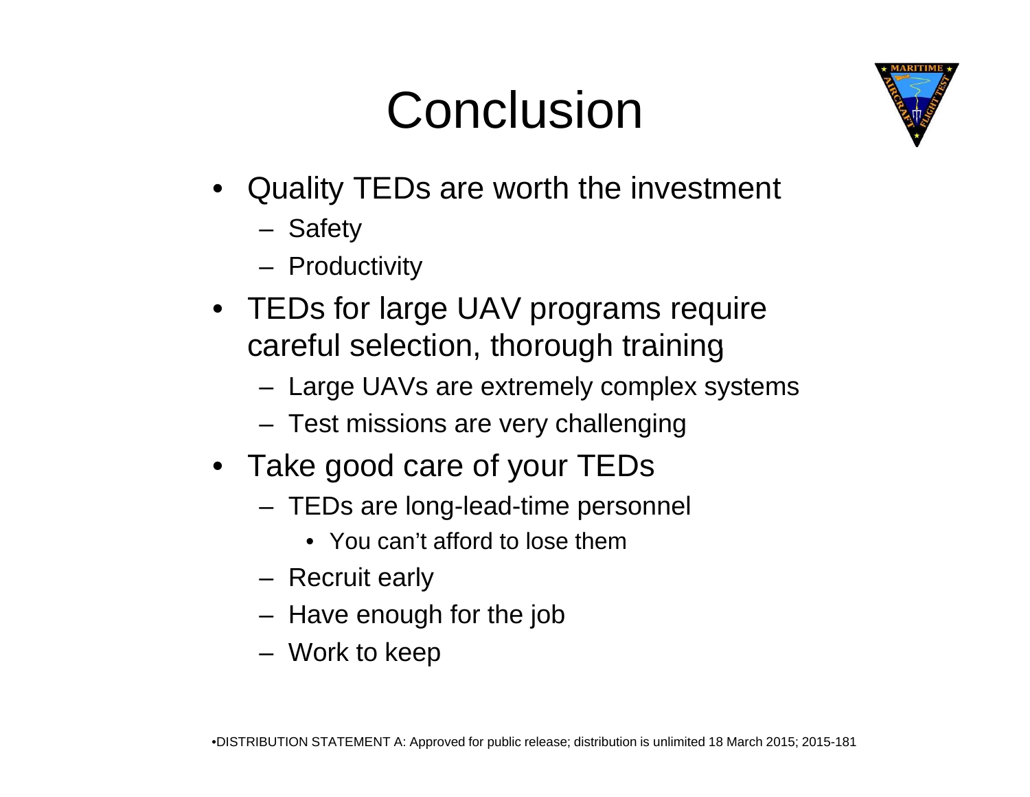# Conclusion

- Quality TEDs are worth the investment
  - Safety
  - Productivity
- TEDs for large UAV programs require careful selection, thorough training
  - Large UAVs are extremely complex systems
  - Test missions are very challenging
- Take good care of your TEDs
  - TEDs are long-lead-time personnel
    - You can't afford to lose them
  - Recruit early
  - Have enough for the job
  - Work to keep

•DISTRIBUTION STATEMENT A: Approved for public release; distribution is unlimited 18 March 2015; 2015-181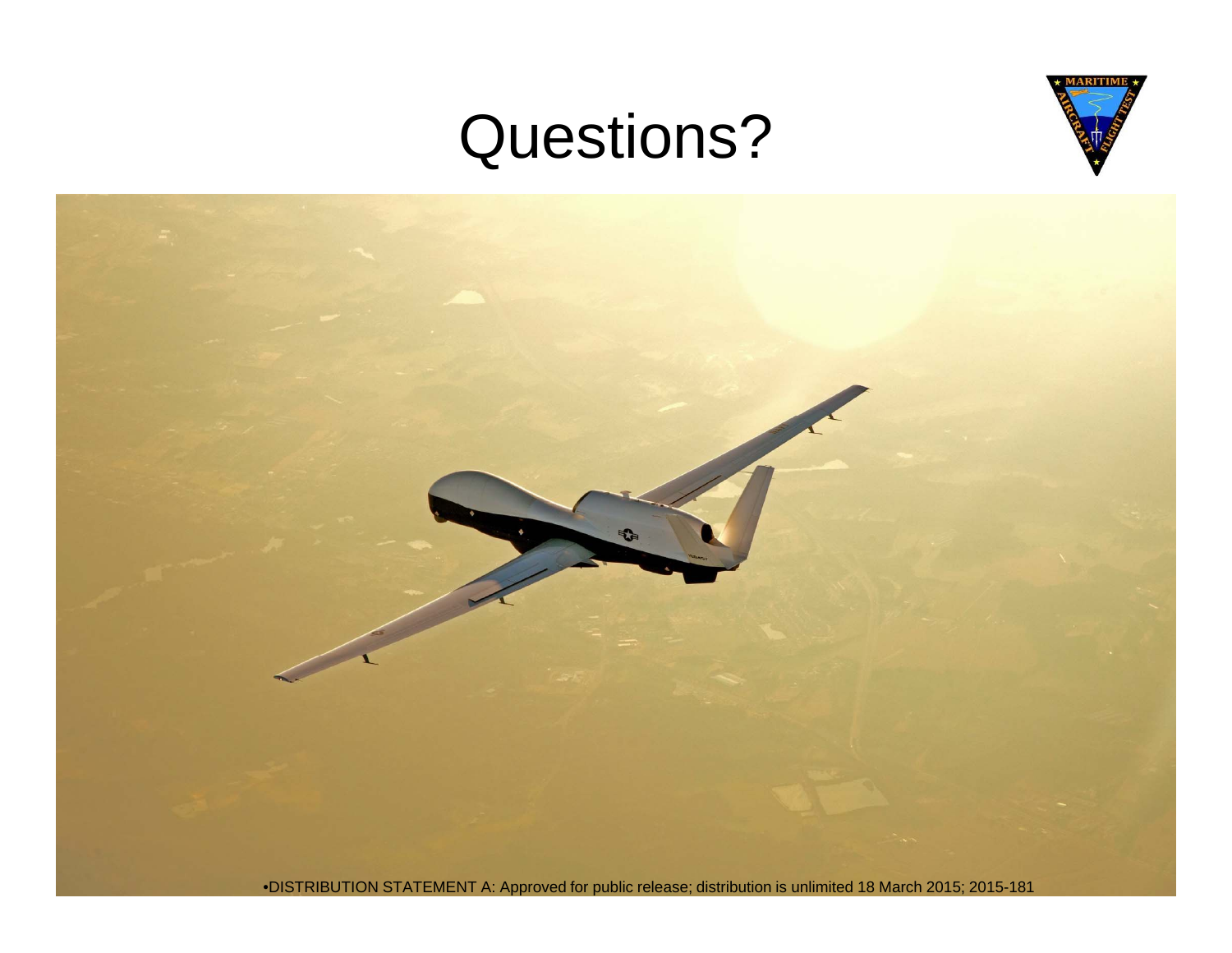# Questions?

•DISTRIBUTION STATEMENT A: Approved for public release; distribution is unlimited 18 March 2015; 2015-181